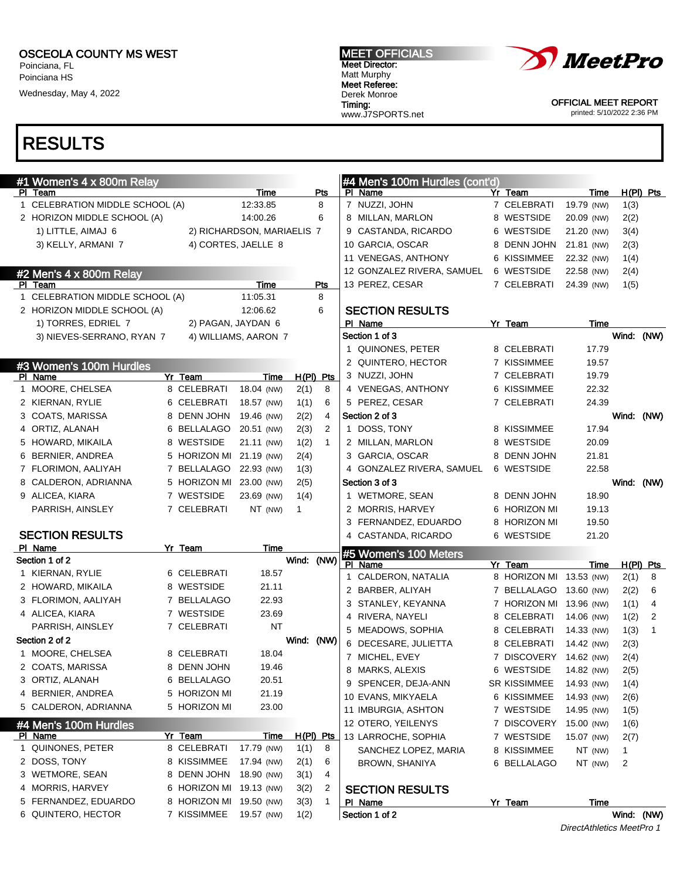OSCEOLA COUNTY MS WEST
Poinciana, FL
Poinciana HS

Wednesday, May 4, 2022

MEET OFFICIALS
Meet Director:
Matt Murphy
Meet Referee:
Derek Monroe
Timing:
www.J7SPORTS.net

OFFICIAL MEET REPORT
printed: 5/10/2022 2:36 PM

# RESULTS

## #1 Women's 4 x 800m Relay

| Pl | Team | Time | Pts |
|---|---|---|---|
| 1 | CELEBRATION MIDDLE SCHOOL (A) | 12:33.85 | 8 |
| 2 | HORIZON MIDDLE SCHOOL (A) | 14:00.26 | 6 |

1) LITTLE, AIMAJ 6 2) RICHARDSON, MARIAELIS 7
3) KELLY, ARMANI 7 4) CORTES, JAELLE 8

## #2 Men's 4 x 800m Relay

| Pl | Team | Time | Pts |
|---|---|---|---|
| 1 | CELEBRATION MIDDLE SCHOOL (A) | 11:05.31 | 8 |
| 2 | HORIZON MIDDLE SCHOOL (A) | 12:06.62 | 6 |

1) TORRES, EDRIEL 7 2) PAGAN, JAYDAN 6
3) NIEVES-SERRANO, RYAN 7 4) WILLIAMS, AARON 7

## #3 Women's 100m Hurdles

| Pl | Name | Yr | Team | Time | | H(Pl) | Pts |
|---|---|---|---|---|---|---|---|
| 1 | MOORE, CHELSEA | 8 | CELEBRATI | 18.04 | (NW) | 2(1) | 8 |
| 2 | KIERNAN, RYLIE | 6 | CELEBRATI | 18.57 | (NW) | 1(1) | 6 |
| 3 | COATS, MARISSA | 8 | DENN JOHN | 19.46 | (NW) | 2(2) | 4 |
| 4 | ORTIZ, ALANAH | 6 | BELLALAGO | 20.51 | (NW) | 2(3) | 2 |
| 5 | HOWARD, MIKAILA | 8 | WESTSIDE | 21.11 | (NW) | 1(2) | 1 |
| 6 | BERNIER, ANDREA | 5 | HORIZON MI | 21.19 | (NW) | 2(4) | |
| 7 | FLORIMON, AALIYAH | 7 | BELLALAGO | 22.93 | (NW) | 1(3) | |
| 8 | CALDERON, ADRIANNA | 5 | HORIZON MI | 23.00 | (NW) | 2(5) | |
| 9 | ALICEA, KIARA | 7 | WESTSIDE | 23.69 | (NW) | 1(4) | |
| | PARRISH, AINSLEY | 7 | CELEBRATI | NT | (NW) | 1 | |

### SECTION RESULTS

| Pl | Name | Yr | Team | Time |
|---|---|---|---|---|
| **Section 1 of 2** | | | | Wind: (NW) |
| 1 | KIERNAN, RYLIE | 6 | CELEBRATI | 18.57 |
| 2 | HOWARD, MIKAILA | 8 | WESTSIDE | 21.11 |
| 3 | FLORIMON, AALIYAH | 7 | BELLALAGO | 22.93 |
| 4 | ALICEA, KIARA | 7 | WESTSIDE | 23.69 |
| | PARRISH, AINSLEY | 7 | CELEBRATI | NT |
| **Section 2 of 2** | | | | Wind: (NW) |
| 1 | MOORE, CHELSEA | 8 | CELEBRATI | 18.04 |
| 2 | COATS, MARISSA | 8 | DENN JOHN | 19.46 |
| 3 | ORTIZ, ALANAH | 6 | BELLALAGO | 20.51 |
| 4 | BERNIER, ANDREA | 5 | HORIZON MI | 21.19 |
| 5 | CALDERON, ADRIANNA | 5 | HORIZON MI | 23.00 |

## #4 Men's 100m Hurdles

| Pl | Name | Yr | Team | Time | | H(Pl) | Pts |
|---|---|---|---|---|---|---|---|
| 1 | QUINONES, PETER | 8 | CELEBRATI | 17.79 | (NW) | 1(1) | 8 |
| 2 | DOSS, TONY | 8 | KISSIMMEE | 17.94 | (NW) | 2(1) | 6 |
| 3 | WETMORE, SEAN | 8 | DENN JOHN | 18.90 | (NW) | 3(1) | 4 |
| 4 | MORRIS, HARVEY | 6 | HORIZON MI | 19.13 | (NW) | 3(2) | 2 |
| 5 | FERNANDEZ, EDUARDO | 8 | HORIZON MI | 19.50 | (NW) | 3(3) | 1 |
| 6 | QUINTERO, HECTOR | 7 | KISSIMMEE | 19.57 | (NW) | 1(2) | |
| 7 | NUZZI, JOHN | 7 | CELEBRATI | 19.79 | (NW) | 1(3) | |
| 8 | MILLAN, MARLON | 8 | WESTSIDE | 20.09 | (NW) | 2(2) | |
| 9 | CASTANDA, RICARDO | 6 | WESTSIDE | 21.20 | (NW) | 3(4) | |
| 10 | GARCIA, OSCAR | 8 | DENN JOHN | 21.81 | (NW) | 2(3) | |
| 11 | VENEGAS, ANTHONY | 6 | KISSIMMEE | 22.32 | (NW) | 1(4) | |
| 12 | GONZALEZ RIVERA, SAMUEL | 6 | WESTSIDE | 22.58 | (NW) | 2(4) | |
| 13 | PEREZ, CESAR | 7 | CELEBRATI | 24.39 | (NW) | 1(5) | |

### SECTION RESULTS

| Pl | Name | Yr | Team | Time |
|---|---|---|---|---|
| **Section 1 of 3** | | | | Wind: (NW) |
| 1 | QUINONES, PETER | 8 | CELEBRATI | 17.79 |
| 2 | QUINTERO, HECTOR | 7 | KISSIMMEE | 19.57 |
| 3 | NUZZI, JOHN | 7 | CELEBRATI | 19.79 |
| 4 | VENEGAS, ANTHONY | 6 | KISSIMMEE | 22.32 |
| 5 | PEREZ, CESAR | 7 | CELEBRATI | 24.39 |
| **Section 2 of 3** | | | | Wind: (NW) |
| 1 | DOSS, TONY | 8 | KISSIMMEE | 17.94 |
| 2 | MILLAN, MARLON | 8 | WESTSIDE | 20.09 |
| 3 | GARCIA, OSCAR | 8 | DENN JOHN | 21.81 |
| 4 | GONZALEZ RIVERA, SAMUEL | 6 | WESTSIDE | 22.58 |
| **Section 3 of 3** | | | | Wind: (NW) |
| 1 | WETMORE, SEAN | 8 | DENN JOHN | 18.90 |
| 2 | MORRIS, HARVEY | 6 | HORIZON MI | 19.13 |
| 3 | FERNANDEZ, EDUARDO | 8 | HORIZON MI | 19.50 |
| 4 | CASTANDA, RICARDO | 6 | WESTSIDE | 21.20 |

## #5 Women's 100 Meters

| Pl | Name | Yr | Team | Time | | H(Pl) | Pts |
|---|---|---|---|---|---|---|---|
| 1 | CALDERON, NATALIA | 8 | HORIZON MI | 13.53 | (NW) | 2(1) | 8 |
| 2 | BARBER, ALIYAH | 7 | BELLALAGO | 13.60 | (NW) | 2(2) | 6 |
| 3 | STANLEY, KEYANNA | 7 | HORIZON MI | 13.96 | (NW) | 1(1) | 4 |
| 4 | RIVERA, NAYELI | 8 | CELEBRATI | 14.06 | (NW) | 1(2) | 2 |
| 5 | MEADOWS, SOPHIA | 8 | CELEBRATI | 14.33 | (NW) | 1(3) | 1 |
| 6 | DECESARE, JULIETTA | 8 | CELEBRATI | 14.42 | (NW) | 2(3) | |
| 7 | MICHEL, EVEY | 7 | DISCOVERY | 14.62 | (NW) | 2(4) | |
| 8 | MARKS, ALEXIS | 6 | WESTSIDE | 14.82 | (NW) | 2(5) | |
| 9 | SPENCER, DEJA-ANN | SR | KISSIMMEE | 14.93 | (NW) | 1(4) | |
| 10 | EVANS, MIKYAELA | 6 | KISSIMMEE | 14.93 | (NW) | 2(6) | |
| 11 | IMBURGIA, ASHTON | 7 | WESTSIDE | 14.95 | (NW) | 1(5) | |
| 12 | OTERO, YEILENYS | 7 | DISCOVERY | 15.00 | (NW) | 1(6) | |
| 13 | LARROCHE, SOPHIA | 7 | WESTSIDE | 15.07 | (NW) | 2(7) | |
| | SANCHEZ LOPEZ, MARIA | 8 | KISSIMMEE | NT | (NW) | 1 | |
| | BROWN, SHANIYA | 6 | BELLALAGO | NT | (NW) | 2 | |

### SECTION RESULTS

| Pl | Name | Yr | Team | Time |
|---|---|---|---|---|
| **Section 1 of 2** | | | | Wind: (NW) |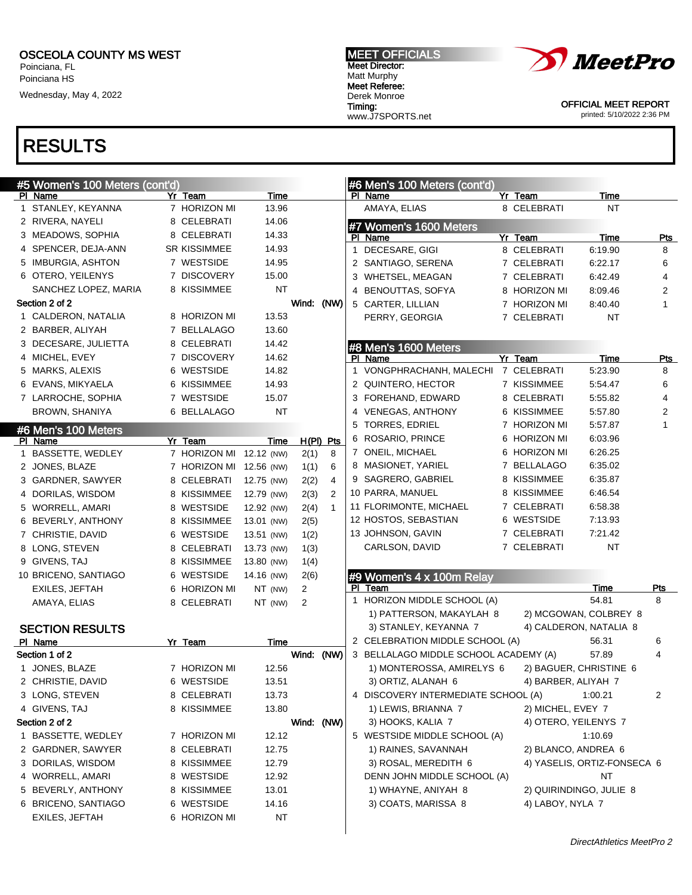OSCEOLA COUNTY MS WEST
Poinciana, FL
Poinciana HS
Wednesday, May 4, 2022

MEET OFFICIALS
Meet Director:
Matt Murphy
Meet Referee:
Derek Monroe
Timing:
www.J7SPORTS.net

OFFICIAL MEET REPORT
printed: 5/10/2022 2:36 PM

# RESULTS

## #5 Women's 100 Meters (cont'd)

| Pl | Name | Yr | Team | Time |
|---|---|---|---|---|
| 1 | STANLEY, KEYANNA | 7 | HORIZON MI | 13.96 |
| 2 | RIVERA, NAYELI | 8 | CELEBRATI | 14.06 |
| 3 | MEADOWS, SOPHIA | 8 | CELEBRATI | 14.33 |
| 4 | SPENCER, DEJA-ANN | SR | KISSIMMEE | 14.93 |
| 5 | IMBURGIA, ASHTON | 7 | WESTSIDE | 14.95 |
| 6 | OTERO, YEILENYS | 7 | DISCOVERY | 15.00 |
| | SANCHEZ LOPEZ, MARIA | 8 | KISSIMMEE | NT |

Section 2 of 2 — Wind: (NW)

| Pl | Name | Yr | Team | Time |
|---|---|---|---|---|
| 1 | CALDERON, NATALIA | 8 | HORIZON MI | 13.53 |
| 2 | BARBER, ALIYAH | 7 | BELLALAGO | 13.60 |
| 3 | DECESARE, JULIETTA | 8 | CELEBRATI | 14.42 |
| 4 | MICHEL, EVEY | 7 | DISCOVERY | 14.62 |
| 5 | MARKS, ALEXIS | 6 | WESTSIDE | 14.82 |
| 6 | EVANS, MIKYAELA | 6 | KISSIMMEE | 14.93 |
| 7 | LARROCHE, SOPHIA | 7 | WESTSIDE | 15.07 |
| | BROWN, SHANIYA | 6 | BELLALAGO | NT |

## #6 Men's 100 Meters

| Pl | Name | Yr | Team | Time | H(Pl) | Pts |
|---|---|---|---|---|---|---|
| 1 | BASSETTE, WEDLEY | 7 | HORIZON MI | 12.12 (NW) | 2(1) | 8 |
| 2 | JONES, BLAZE | 7 | HORIZON MI | 12.56 (NW) | 1(1) | 6 |
| 3 | GARDNER, SAWYER | 8 | CELEBRATI | 12.75 (NW) | 2(2) | 4 |
| 4 | DORILAS, WISDOM | 8 | KISSIMMEE | 12.79 (NW) | 2(3) | 2 |
| 5 | WORRELL, AMARI | 8 | WESTSIDE | 12.92 (NW) | 2(4) | 1 |
| 6 | BEVERLY, ANTHONY | 8 | KISSIMMEE | 13.01 (NW) | 2(5) | |
| 7 | CHRISTIE, DAVID | 6 | WESTSIDE | 13.51 (NW) | 1(2) | |
| 8 | LONG, STEVEN | 8 | CELEBRATI | 13.73 (NW) | 1(3) | |
| 9 | GIVENS, TAJ | 8 | KISSIMMEE | 13.80 (NW) | 1(4) | |
| 10 | BRICENO, SANTIAGO | 6 | WESTSIDE | 14.16 (NW) | 2(6) | |
| | EXILES, JEFTAH | 6 | HORIZON MI | NT (NW) | 2 | |
| | AMAYA, ELIAS | 8 | CELEBRATI | NT (NW) | 2 | |

### SECTION RESULTS

Section 1 of 2 — Wind: (NW)

| Pl | Name | Yr | Team | Time |
|---|---|---|---|---|
| 1 | JONES, BLAZE | 7 | HORIZON MI | 12.56 |
| 2 | CHRISTIE, DAVID | 6 | WESTSIDE | 13.51 |
| 3 | LONG, STEVEN | 8 | CELEBRATI | 13.73 |
| 4 | GIVENS, TAJ | 8 | KISSIMMEE | 13.80 |

Section 2 of 2 — Wind: (NW)

| Pl | Name | Yr | Team | Time |
|---|---|---|---|---|
| 1 | BASSETTE, WEDLEY | 7 | HORIZON MI | 12.12 |
| 2 | GARDNER, SAWYER | 8 | CELEBRATI | 12.75 |
| 3 | DORILAS, WISDOM | 8 | KISSIMMEE | 12.79 |
| 4 | WORRELL, AMARI | 8 | WESTSIDE | 12.92 |
| 5 | BEVERLY, ANTHONY | 8 | KISSIMMEE | 13.01 |
| 6 | BRICENO, SANTIAGO | 6 | WESTSIDE | 14.16 |
| | EXILES, JEFTAH | 6 | HORIZON MI | NT |

## #6 Men's 100 Meters (cont'd)

| Pl | Name | Yr | Team | Time |
|---|---|---|---|---|
| | AMAYA, ELIAS | 8 | CELEBRATI | NT |

## #7 Women's 1600 Meters

| Pl | Name | Yr | Team | Time | Pts |
|---|---|---|---|---|---|
| 1 | DECESARE, GIGI | 8 | CELEBRATI | 6:19.90 | 8 |
| 2 | SANTIAGO, SERENA | 7 | CELEBRATI | 6:22.17 | 6 |
| 3 | WHETSEL, MEAGAN | 7 | CELEBRATI | 6:42.49 | 4 |
| 4 | BENOUTTAS, SOFYA | 8 | HORIZON MI | 8:09.46 | 2 |
| 5 | CARTER, LILLIAN | 7 | HORIZON MI | 8:40.40 | 1 |
| | PERRY, GEORGIA | 7 | CELEBRATI | NT | |

## #8 Men's 1600 Meters

| Pl | Name | Yr | Team | Time | Pts |
|---|---|---|---|---|---|
| 1 | VONGPHRACHANH, MALECHI | 7 | CELEBRATI | 5:23.90 | 8 |
| 2 | QUINTERO, HECTOR | 7 | KISSIMMEE | 5:54.47 | 6 |
| 3 | FOREHAND, EDWARD | 8 | CELEBRATI | 5:55.82 | 4 |
| 4 | VENEGAS, ANTHONY | 6 | KISSIMMEE | 5:57.80 | 2 |
| 5 | TORRES, EDRIEL | 7 | HORIZON MI | 5:57.87 | 1 |
| 6 | ROSARIO, PRINCE | 6 | HORIZON MI | 6:03.96 | |
| 7 | ONEIL, MICHAEL | 6 | HORIZON MI | 6:26.25 | |
| 8 | MASIONET, YARIEL | 7 | BELLALAGO | 6:35.02 | |
| 9 | SAGRERO, GABRIEL | 8 | KISSIMMEE | 6:35.87 | |
| 10 | PARRA, MANUEL | 8 | KISSIMMEE | 6:46.54 | |
| 11 | FLORIMONTE, MICHAEL | 7 | CELEBRATI | 6:58.38 | |
| 12 | HOSTOS, SEBASTIAN | 6 | WESTSIDE | 7:13.93 | |
| 13 | JOHNSON, GAVIN | 7 | CELEBRATI | 7:21.42 | |
| | CARLSON, DAVID | 7 | CELEBRATI | NT | |

## #9 Women's 4 x 100m Relay

| Pl | Team | Time | Pts |
|---|---|---|---|
| 1 | HORIZON MIDDLE SCHOOL (A) | 54.81 | 8 |
| | 1) PATTERSON, MAKAYLAH 8; 2) MCGOWAN, COLBREY 8; 3) STANLEY, KEYANNA 7; 4) CALDERON, NATALIA 8 | | |
| 2 | CELEBRATION MIDDLE SCHOOL (A) | 56.31 | 6 |
| 3 | BELLALAGO MIDDLE SCHOOL ACADEMY (A) | 57.89 | 4 |
| | 1) MONTEROSSA, AMIRELYS 6; 2) BAGUER, CHRISTINE 6; 3) ORTIZ, ALANAH 6; 4) BARBER, ALIYAH 7 | | |
| 4 | DISCOVERY INTERMEDIATE SCHOOL (A) | 1:00.21 | 2 |
| | 1) LEWIS, BRIANNA 7; 2) MICHEL, EVEY 7; 3) HOOKS, KALIA 7; 4) OTERO, YEILENYS 7 | | |
| 5 | WESTSIDE MIDDLE SCHOOL (A) | 1:10.69 | |
| | 1) RAINES, SAVANNAH; 2) BLANCO, ANDREA 6; 3) ROSAL, MEREDITH 6; 4) YASELIS, ORTIZ-FONSECA 6 | | |
| | DENN JOHN MIDDLE SCHOOL (A) | NT | |
| | 1) WHAYNE, ANIYAH 8; 2) QUIRINDINGO, JULIE 8; 3) COATS, MARISSA 8; 4) LABOY, NYLA 7 | | |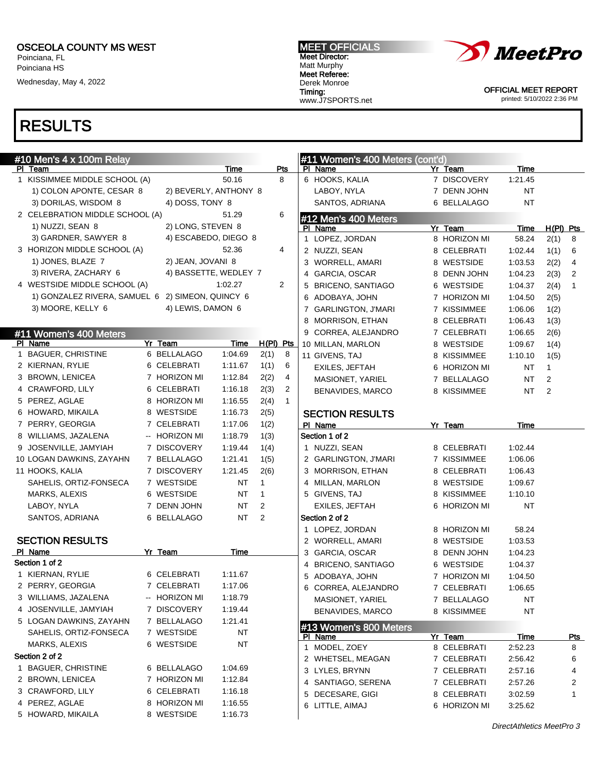OSCEOLA COUNTY MS WEST
Poinciana, FL
Poinciana HS

Wednesday, May 4, 2022

MEET OFFICIALS
Meet Director:
Matt Murphy
Meet Referee:
Derek Monroe
Timing:
www.J7SPORTS.net

OFFICIAL MEET REPORT
printed: 5/10/2022 2:36 PM

# RESULTS

## #10 Men's 4 x 100m Relay

| Pl | Team | Time | Pts |
|---|---|---|---|
| 1 | KISSIMMEE MIDDLE SCHOOL (A) | 50.16 | 8 |
| | 1) COLON APONTE, CESAR 8 &nbsp; 2) BEVERLY, ANTHONY 8 &nbsp; 3) DORILAS, WISDOM 8 &nbsp; 4) DOSS, TONY 8 | | |
| 2 | CELEBRATION MIDDLE SCHOOL (A) | 51.29 | 6 |
| | 1) NUZZI, SEAN 8 &nbsp; 2) LONG, STEVEN 8 &nbsp; 3) GARDNER, SAWYER 8 &nbsp; 4) ESCABEDO, DIEGO 8 | | |
| 3 | HORIZON MIDDLE SCHOOL (A) | 52.36 | 4 |
| | 1) JONES, BLAZE 7 &nbsp; 2) JEAN, JOVANI 8 &nbsp; 3) RIVERA, ZACHARY 6 &nbsp; 4) BASSETTE, WEDLEY 7 | | |
| 4 | WESTSIDE MIDDLE SCHOOL (A) | 1:02.27 | 2 |
| | 1) GONZALEZ RIVERA, SAMUEL 6 &nbsp; 2) SIMEON, QUINCY 6 &nbsp; 3) MOORE, KELLY 6 &nbsp; 4) LEWIS, DAMON 6 | | |

## #11 Women's 400 Meters

| Pl | Name | Yr | Team | Time | H(Pl) | Pts |
|---|---|---|---|---|---|---|
| 1 | BAGUER, CHRISTINE | 6 | BELLALAGO | 1:04.69 | 2(1) | 8 |
| 2 | KIERNAN, RYLIE | 6 | CELEBRATI | 1:11.67 | 1(1) | 6 |
| 3 | BROWN, LENICEA | 7 | HORIZON MI | 1:12.84 | 2(2) | 4 |
| 4 | CRAWFORD, LILY | 6 | CELEBRATI | 1:16.18 | 2(3) | 2 |
| 5 | PEREZ, AGLAE | 8 | HORIZON MI | 1:16.55 | 2(4) | 1 |
| 6 | HOWARD, MIKAILA | 8 | WESTSIDE | 1:16.73 | 2(5) | |
| 7 | PERRY, GEORGIA | 7 | CELEBRATI | 1:17.06 | 1(2) | |
| 8 | WILLIAMS, JAZALENA | -- | HORIZON MI | 1:18.79 | 1(3) | |
| 9 | JOSENVILLE, JAMYIAH | 7 | DISCOVERY | 1:19.44 | 1(4) | |
| 10 | LOGAN DAWKINS, ZAYAHN | 7 | BELLALAGO | 1:21.41 | 1(5) | |
| 11 | HOOKS, KALIA | 7 | DISCOVERY | 1:21.45 | 2(6) | |
| | SAHELIS, ORTIZ-FONSECA | 7 | WESTSIDE | NT | 1 | |
| | MARKS, ALEXIS | 6 | WESTSIDE | NT | 1 | |
| | LABOY, NYLA | 7 | DENN JOHN | NT | 2 | |
| | SANTOS, ADRIANA | 6 | BELLALAGO | NT | 2 | |

### SECTION RESULTS

| Pl | Name | Yr | Team | Time |
|---|---|---|---|---|
| **Section 1 of 2** | | | | |
| 1 | KIERNAN, RYLIE | 6 | CELEBRATI | 1:11.67 |
| 2 | PERRY, GEORGIA | 7 | CELEBRATI | 1:17.06 |
| 3 | WILLIAMS, JAZALENA | -- | HORIZON MI | 1:18.79 |
| 4 | JOSENVILLE, JAMYIAH | 7 | DISCOVERY | 1:19.44 |
| 5 | LOGAN DAWKINS, ZAYAHN | 7 | BELLALAGO | 1:21.41 |
| | SAHELIS, ORTIZ-FONSECA | 7 | WESTSIDE | NT |
| | MARKS, ALEXIS | 6 | WESTSIDE | NT |
| **Section 2 of 2** | | | | |
| 1 | BAGUER, CHRISTINE | 6 | BELLALAGO | 1:04.69 |
| 2 | BROWN, LENICEA | 7 | HORIZON MI | 1:12.84 |
| 3 | CRAWFORD, LILY | 6 | CELEBRATI | 1:16.18 |
| 4 | PEREZ, AGLAE | 8 | HORIZON MI | 1:16.55 |
| 5 | HOWARD, MIKAILA | 8 | WESTSIDE | 1:16.73 |
| 6 | HOOKS, KALIA | 7 | DISCOVERY | 1:21.45 |
| | LABOY, NYLA | 7 | DENN JOHN | NT |
| | SANTOS, ADRIANA | 6 | BELLALAGO | NT |

## #12 Men's 400 Meters

| Pl | Name | Yr | Team | Time | H(Pl) | Pts |
|---|---|---|---|---|---|---|
| 1 | LOPEZ, JORDAN | 8 | HORIZON MI | 58.24 | 2(1) | 8 |
| 2 | NUZZI, SEAN | 8 | CELEBRATI | 1:02.44 | 1(1) | 6 |
| 3 | WORRELL, AMARI | 8 | WESTSIDE | 1:03.53 | 2(2) | 4 |
| 4 | GARCIA, OSCAR | 8 | DENN JOHN | 1:04.23 | 2(3) | 2 |
| 5 | BRICENO, SANTIAGO | 6 | WESTSIDE | 1:04.37 | 2(4) | 1 |
| 6 | ADOBAYA, JOHN | 7 | HORIZON MI | 1:04.50 | 2(5) | |
| 7 | GARLINGTON, J'MARI | 7 | KISSIMMEE | 1:06.06 | 1(2) | |
| 8 | MORRISON, ETHAN | 8 | CELEBRATI | 1:06.43 | 1(3) | |
| 9 | CORREA, ALEJANDRO | 7 | CELEBRATI | 1:06.65 | 2(6) | |
| 10 | MILLAN, MARLON | 8 | WESTSIDE | 1:09.67 | 1(4) | |
| 11 | GIVENS, TAJ | 8 | KISSIMMEE | 1:10.10 | 1(5) | |
| | EXILES, JEFTAH | 6 | HORIZON MI | NT | 1 | |
| | MASIONET, YARIEL | 7 | BELLALAGO | NT | 2 | |
| | BENAVIDES, MARCO | 8 | KISSIMMEE | NT | 2 | |

### SECTION RESULTS

| Pl | Name | Yr | Team | Time |
|---|---|---|---|---|
| **Section 1 of 2** | | | | |
| 1 | NUZZI, SEAN | 8 | CELEBRATI | 1:02.44 |
| 2 | GARLINGTON, J'MARI | 7 | KISSIMMEE | 1:06.06 |
| 3 | MORRISON, ETHAN | 8 | CELEBRATI | 1:06.43 |
| 4 | MILLAN, MARLON | 8 | WESTSIDE | 1:09.67 |
| 5 | GIVENS, TAJ | 8 | KISSIMMEE | 1:10.10 |
| | EXILES, JEFTAH | 6 | HORIZON MI | NT |
| **Section 2 of 2** | | | | |
| 1 | LOPEZ, JORDAN | 8 | HORIZON MI | 58.24 |
| 2 | WORRELL, AMARI | 8 | WESTSIDE | 1:03.53 |
| 3 | GARCIA, OSCAR | 8 | DENN JOHN | 1:04.23 |
| 4 | BRICENO, SANTIAGO | 6 | WESTSIDE | 1:04.37 |
| 5 | ADOBAYA, JOHN | 7 | HORIZON MI | 1:04.50 |
| 6 | CORREA, ALEJANDRO | 7 | CELEBRATI | 1:06.65 |
| | MASIONET, YARIEL | 7 | BELLALAGO | NT |
| | BENAVIDES, MARCO | 8 | KISSIMMEE | NT |

## #13 Women's 800 Meters

| Pl | Name | Yr | Team | Time | Pts |
|---|---|---|---|---|---|
| 1 | MODEL, ZOEY | 8 | CELEBRATI | 2:52.23 | 8 |
| 2 | WHETSEL, MEAGAN | 7 | CELEBRATI | 2:56.42 | 6 |
| 3 | LYLES, BRYNN | 7 | CELEBRATI | 2:57.16 | 4 |
| 4 | SANTIAGO, SERENA | 7 | CELEBRATI | 2:57.26 | 2 |
| 5 | DECESARE, GIGI | 8 | CELEBRATI | 3:02.59 | 1 |
| 6 | LITTLE, AIMAJ | 6 | HORIZON MI | 3:25.62 | |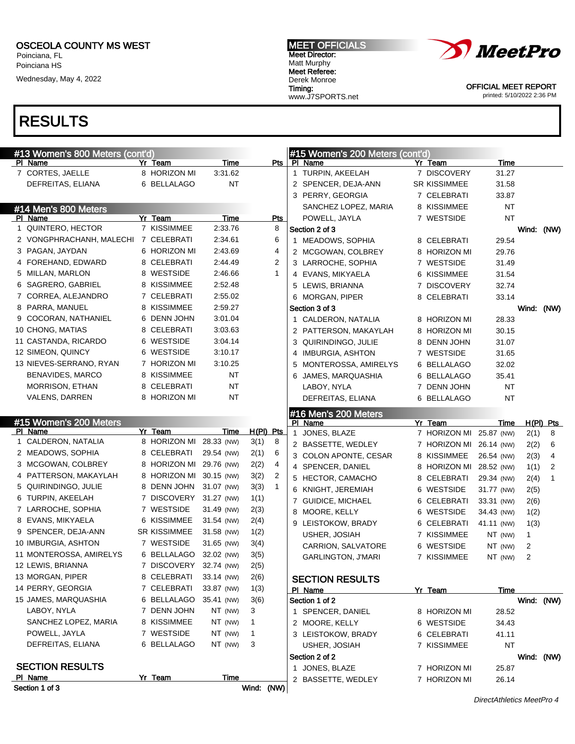OSCEOLA COUNTY MS WEST
Poinciana, FL
Poinciana HS
Wednesday, May 4, 2022

MEET OFFICIALS
Meet Director:
Matt Murphy
Meet Referee:
Derek Monroe
Timing:
www.J7SPORTS.net

OFFICIAL MEET REPORT
printed: 5/10/2022 2:36 PM

# RESULTS

## #13 Women's 800 Meters (cont'd)

| Pl | Name | Yr | Team | Time | Pts |
|---|---|---|---|---|---|
| 7 | CORTES, JAELLE | 8 | HORIZON MI | 3:31.62 | |
| | DEFREITAS, ELIANA | 6 | BELLALAGO | NT | |

## #14 Men's 800 Meters

| Pl | Name | Yr | Team | Time | Pts |
|---|---|---|---|---|---|
| 1 | QUINTERO, HECTOR | 7 | KISSIMMEE | 2:33.76 | 8 |
| 2 | VONGPHRACHANH, MALECHI | 7 | CELEBRATI | 2:34.61 | 6 |
| 3 | PAGAN, JAYDAN | 6 | HORIZON MI | 2:43.69 | 4 |
| 4 | FOREHAND, EDWARD | 8 | CELEBRATI | 2:44.49 | 2 |
| 5 | MILLAN, MARLON | 8 | WESTSIDE | 2:46.66 | 1 |
| 6 | SAGRERO, GABRIEL | 8 | KISSIMMEE | 2:52.48 | |
| 7 | CORREA, ALEJANDRO | 7 | CELEBRATI | 2:55.02 | |
| 8 | PARRA, MANUEL | 8 | KISSIMMEE | 2:59.27 | |
| 9 | COCORAN, NATHANIEL | 6 | DENN JOHN | 3:01.04 | |
| 10 | CHONG, MATIAS | 8 | CELEBRATI | 3:03.63 | |
| 11 | CASTANDA, RICARDO | 6 | WESTSIDE | 3:04.14 | |
| 12 | SIMEON, QUINCY | 6 | WESTSIDE | 3:10.17 | |
| 13 | NIEVES-SERRANO, RYAN | 7 | HORIZON MI | 3:10.25 | |
| | BENAVIDES, MARCO | 8 | KISSIMMEE | NT | |
| | MORRISON, ETHAN | 8 | CELEBRATI | NT | |
| | VALENS, DARREN | 8 | HORIZON MI | NT | |

## #15 Women's 200 Meters

| Pl | Name | Yr | Team | Time | | H(Pl) | Pts |
|---|---|---|---|---|---|---|---|
| 1 | CALDERON, NATALIA | 8 | HORIZON MI | 28.33 | (NW) | 3(1) | 8 |
| 2 | MEADOWS, SOPHIA | 8 | CELEBRATI | 29.54 | (NW) | 2(1) | 6 |
| 3 | MCGOWAN, COLBREY | 8 | HORIZON MI | 29.76 | (NW) | 2(2) | 4 |
| 4 | PATTERSON, MAKAYLAH | 8 | HORIZON MI | 30.15 | (NW) | 3(2) | 2 |
| 5 | QUIRINDINGO, JULIE | 8 | DENN JOHN | 31.07 | (NW) | 3(3) | 1 |
| 6 | TURPIN, AKEELAH | 7 | DISCOVERY | 31.27 | (NW) | 1(1) | |
| 7 | LARROCHE, SOPHIA | 7 | WESTSIDE | 31.49 | (NW) | 2(3) | |
| 8 | EVANS, MIKYAELA | 6 | KISSIMMEE | 31.54 | (NW) | 2(4) | |
| 9 | SPENCER, DEJA-ANN | SR | KISSIMMEE | 31.58 | (NW) | 1(2) | |
| 10 | IMBURGIA, ASHTON | 7 | WESTSIDE | 31.65 | (NW) | 3(4) | |
| 11 | MONTEROSSA, AMIRELYS | 6 | BELLALAGO | 32.02 | (NW) | 3(5) | |
| 12 | LEWIS, BRIANNA | 7 | DISCOVERY | 32.74 | (NW) | 2(5) | |
| 13 | MORGAN, PIPER | 8 | CELEBRATI | 33.14 | (NW) | 2(6) | |
| 14 | PERRY, GEORGIA | 7 | CELEBRATI | 33.87 | (NW) | 1(3) | |
| 15 | JAMES, MARQUASHIA | 6 | BELLALAGO | 35.41 | (NW) | 3(6) | |
| | LABOY, NYLA | 7 | DENN JOHN | NT | (NW) | 3 | |
| | SANCHEZ LOPEZ, MARIA | 8 | KISSIMMEE | NT | (NW) | 1 | |
| | POWELL, JAYLA | 7 | WESTSIDE | NT | (NW) | 1 | |
| | DEFREITAS, ELIANA | 6 | BELLALAGO | NT | (NW) | 3 | |

### SECTION RESULTS

| Pl | Name | Yr | Team | Time |
|---|---|---|---|---|
| **Section 1 of 3** | | | | **Wind: (NW)** |
| 1 | TURPIN, AKEELAH | 7 | DISCOVERY | 31.27 |
| 2 | SPENCER, DEJA-ANN | SR | KISSIMMEE | 31.58 |
| 3 | PERRY, GEORGIA | 7 | CELEBRATI | 33.87 |
| | SANCHEZ LOPEZ, MARIA | 8 | KISSIMMEE | NT |
| | POWELL, JAYLA | 7 | WESTSIDE | NT |
| **Section 2 of 3** | | | | **Wind: (NW)** |
| 1 | MEADOWS, SOPHIA | 8 | CELEBRATI | 29.54 |
| 2 | MCGOWAN, COLBREY | 8 | HORIZON MI | 29.76 |
| 3 | LARROCHE, SOPHIA | 7 | WESTSIDE | 31.49 |
| 4 | EVANS, MIKYAELA | 6 | KISSIMMEE | 31.54 |
| 5 | LEWIS, BRIANNA | 7 | DISCOVERY | 32.74 |
| 6 | MORGAN, PIPER | 8 | CELEBRATI | 33.14 |
| **Section 3 of 3** | | | | **Wind: (NW)** |
| 1 | CALDERON, NATALIA | 8 | HORIZON MI | 28.33 |
| 2 | PATTERSON, MAKAYLAH | 8 | HORIZON MI | 30.15 |
| 3 | QUIRINDINGO, JULIE | 8 | DENN JOHN | 31.07 |
| 4 | IMBURGIA, ASHTON | 7 | WESTSIDE | 31.65 |
| 5 | MONTEROSSA, AMIRELYS | 6 | BELLALAGO | 32.02 |
| 6 | JAMES, MARQUASHIA | 6 | BELLALAGO | 35.41 |
| | LABOY, NYLA | 7 | DENN JOHN | NT |
| | DEFREITAS, ELIANA | 6 | BELLALAGO | NT |

## #16 Men's 200 Meters

| Pl | Name | Yr | Team | Time | | H(Pl) | Pts |
|---|---|---|---|---|---|---|---|
| 1 | JONES, BLAZE | 7 | HORIZON MI | 25.87 | (NW) | 2(1) | 8 |
| 2 | BASSETTE, WEDLEY | 7 | HORIZON MI | 26.14 | (NW) | 2(2) | 6 |
| 3 | COLON APONTE, CESAR | 8 | KISSIMMEE | 26.54 | (NW) | 2(3) | 4 |
| 4 | SPENCER, DANIEL | 8 | HORIZON MI | 28.52 | (NW) | 1(1) | 2 |
| 5 | HECTOR, CAMACHO | 8 | CELEBRATI | 29.34 | (NW) | 2(4) | 1 |
| 6 | KNIGHT, JEREMIAH | 6 | WESTSIDE | 31.77 | (NW) | 2(5) | |
| 7 | GUIDICE, MICHAEL | 6 | CELEBRATI | 33.31 | (NW) | 2(6) | |
| 8 | MOORE, KELLY | 6 | WESTSIDE | 34.43 | (NW) | 1(2) | |
| 9 | LEISTOKOW, BRADY | 6 | CELEBRATI | 41.11 | (NW) | 1(3) | |
| | USHER, JOSIAH | 7 | KISSIMMEE | NT | (NW) | 1 | |
| | CARRION, SALVATORE | 6 | WESTSIDE | NT | (NW) | 2 | |
| | GARLINGTON, J'MARI | 7 | KISSIMMEE | NT | (NW) | 2 | |

### SECTION RESULTS

| Pl | Name | Yr | Team | Time |
|---|---|---|---|---|
| **Section 1 of 2** | | | | **Wind: (NW)** |
| 1 | SPENCER, DANIEL | 8 | HORIZON MI | 28.52 |
| 2 | MOORE, KELLY | 6 | WESTSIDE | 34.43 |
| 3 | LEISTOKOW, BRADY | 6 | CELEBRATI | 41.11 |
| | USHER, JOSIAH | 7 | KISSIMMEE | NT |
| **Section 2 of 2** | | | | **Wind: (NW)** |
| 1 | JONES, BLAZE | 7 | HORIZON MI | 25.87 |
| 2 | BASSETTE, WEDLEY | 7 | HORIZON MI | 26.14 |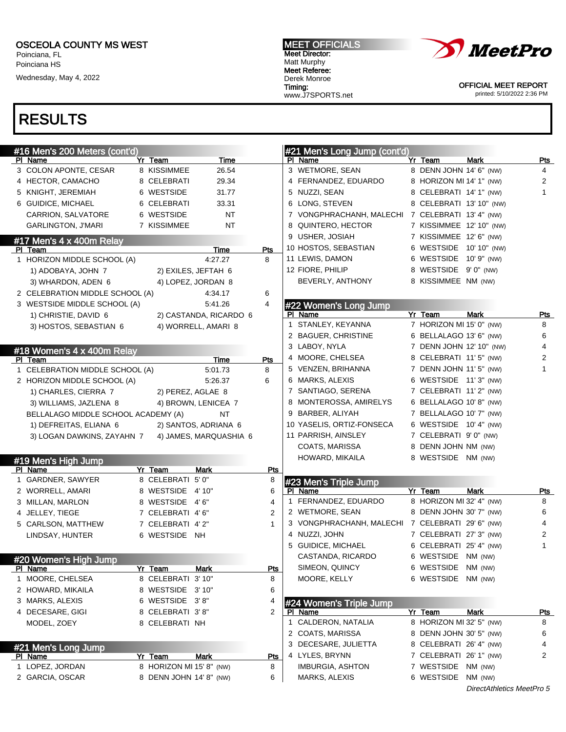OSCEOLA COUNTY MS WEST
Poinciana, FL
Poinciana HS
Wednesday, May 4, 2022

MEET OFFICIALS
Meet Director:
Matt Murphy
Meet Referee:
Derek Monroe
Timing:
www.J7SPORTS.net

OFFICIAL MEET REPORT
printed: 5/10/2022 2:36 PM

# RESULTS

## #16 Men's 200 Meters (cont'd)

| Pl | Name | Yr | Team | Time |
|---|---|---|---|---|
| 3 | COLON APONTE, CESAR | 8 | KISSIMMEE | 26.54 |
| 4 | HECTOR, CAMACHO | 8 | CELEBRATI | 29.34 |
| 5 | KNIGHT, JEREMIAH | 6 | WESTSIDE | 31.77 |
| 6 | GUIDICE, MICHAEL | 6 | CELEBRATI | 33.31 |
| | CARRION, SALVATORE | 6 | WESTSIDE | NT |
| | GARLINGTON, J'MARI | 7 | KISSIMMEE | NT |

## #17 Men's 4 x 400m Relay

| Pl | Team | Time | Pts |
|---|---|---|---|
| 1 | HORIZON MIDDLE SCHOOL (A) | 4:27.27 | 8 |
| | 1) ADOBAYA, JOHN 7; 2) EXILES, JEFTAH 6; 3) WHARDON, ADEN 6; 4) LOPEZ, JORDAN 8 | | |
| 2 | CELEBRATION MIDDLE SCHOOL (A) | 4:34.17 | 6 |
| 3 | WESTSIDE MIDDLE SCHOOL (A) | 5:41.26 | 4 |
| | 1) CHRISTIE, DAVID 6; 2) CASTANDA, RICARDO 6; 3) HOSTOS, SEBASTIAN 6; 4) WORRELL, AMARI 8 | | |

## #18 Women's 4 x 400m Relay

| Pl | Team | Time | Pts |
|---|---|---|---|
| 1 | CELEBRATION MIDDLE SCHOOL (A) | 5:01.73 | 8 |
| 2 | HORIZON MIDDLE SCHOOL (A) | 5:26.37 | 6 |
| | 1) CHARLES, CIERRA 7; 2) PEREZ, AGLAE 8; 3) WILLIAMS, JAZLENA 8; 4) BROWN, LENICEA 7 | | |
| | BELLALAGO MIDDLE SCHOOL ACADEMY (A) | NT | |
| | 1) DEFREITAS, ELIANA 6; 2) SANTOS, ADRIANA 6; 3) LOGAN DAWKINS, ZAYAHN 7; 4) JAMES, MARQUASHIA 6 | | |

## #19 Men's High Jump

| Pl | Name | Yr | Team | Mark | Pts |
|---|---|---|---|---|---|
| 1 | GARDNER, SAWYER | 8 | CELEBRATI | 5' 0" | 8 |
| 2 | WORRELL, AMARI | 8 | WESTSIDE | 4' 10" | 6 |
| 3 | MILLAN, MARLON | 8 | WESTSIDE | 4' 6" | 4 |
| 4 | JELLEY, TIEGE | 7 | CELEBRATI | 4' 6" | 2 |
| 5 | CARLSON, MATTHEW | 7 | CELEBRATI | 4' 2" | 1 |
| | LINDSAY, HUNTER | 6 | WESTSIDE | NH | |

## #20 Women's High Jump

| Pl | Name | Yr | Team | Mark | Pts |
|---|---|---|---|---|---|
| 1 | MOORE, CHELSEA | 8 | CELEBRATI | 3' 10" | 8 |
| 2 | HOWARD, MIKAILA | 8 | WESTSIDE | 3' 10" | 6 |
| 3 | MARKS, ALEXIS | 6 | WESTSIDE | 3' 8" | 4 |
| 4 | DECESARE, GIGI | 8 | CELEBRATI | 3' 8" | 2 |
| | MODEL, ZOEY | 8 | CELEBRATI | NH | |

## #21 Men's Long Jump

| Pl | Name | Yr | Team | Mark | Pts |
|---|---|---|---|---|---|
| 1 | LOPEZ, JORDAN | 8 | HORIZON MI | 15' 8" (NW) | 8 |
| 2 | GARCIA, OSCAR | 8 | DENN JOHN | 14' 8" (NW) | 6 |
| 3 | WETMORE, SEAN | 8 | DENN JOHN | 14' 6" (NW) | 4 |
| 4 | FERNANDEZ, EDUARDO | 8 | HORIZON MI | 14' 1" (NW) | 2 |
| 5 | NUZZI, SEAN | 8 | CELEBRATI | 14' 1" (NW) | 1 |
| 6 | LONG, STEVEN | 8 | CELEBRATI | 13' 10" (NW) | |
| 7 | VONGPHRACHANH, MALECHI | 7 | CELEBRATI | 13' 4" (NW) | |
| 8 | QUINTERO, HECTOR | 7 | KISSIMMEE | 12' 10" (NW) | |
| 9 | USHER, JOSIAH | 7 | KISSIMMEE | 12' 6" (NW) | |
| 10 | HOSTOS, SEBASTIAN | 6 | WESTSIDE | 10' 10" (NW) | |
| 11 | LEWIS, DAMON | 6 | WESTSIDE | 10' 9" (NW) | |
| 12 | FIORE, PHILIP | 8 | WESTSIDE | 9' 0" (NW) | |
| | BEVERLY, ANTHONY | 8 | KISSIMMEE | NM (NW) | |

## #22 Women's Long Jump

| Pl | Name | Yr | Team | Mark | Pts |
|---|---|---|---|---|---|
| 1 | STANLEY, KEYANNA | 7 | HORIZON MI | 15' 0" (NW) | 8 |
| 2 | BAGUER, CHRISTINE | 6 | BELLALAGO | 13' 6" (NW) | 6 |
| 3 | LABOY, NYLA | 7 | DENN JOHN | 12' 10" (NW) | 4 |
| 4 | MOORE, CHELSEA | 8 | CELEBRATI | 11' 5" (NW) | 2 |
| 5 | VENZEN, BRIHANNA | 7 | DENN JOHN | 11' 5" (NW) | 1 |
| 6 | MARKS, ALEXIS | 6 | WESTSIDE | 11' 3" (NW) | |
| 7 | SANTIAGO, SERENA | 7 | CELEBRATI | 11' 2" (NW) | |
| 8 | MONTEROSSA, AMIRELYS | 6 | BELLALAGO | 10' 8" (NW) | |
| 9 | BARBER, ALIYAH | 7 | BELLALAGO | 10' 7" (NW) | |
| 10 | YASELIS, ORTIZ-FONSECA | 6 | WESTSIDE | 10' 4" (NW) | |
| 11 | PARRISH, AINSLEY | 7 | CELEBRATI | 9' 0" (NW) | |
| | COATS, MARISSA | 8 | DENN JOHN | NM (NW) | |
| | HOWARD, MIKAILA | 8 | WESTSIDE | NM (NW) | |

## #23 Men's Triple Jump

| Pl | Name | Yr | Team | Mark | Pts |
|---|---|---|---|---|---|
| 1 | FERNANDEZ, EDUARDO | 8 | HORIZON MI | 32' 4" (NW) | 8 |
| 2 | WETMORE, SEAN | 8 | DENN JOHN | 30' 7" (NW) | 6 |
| 3 | VONGPHRACHANH, MALECHI | 7 | CELEBRATI | 29' 6" (NW) | 4 |
| 4 | NUZZI, JOHN | 7 | CELEBRATI | 27' 3" (NW) | 2 |
| 5 | GUIDICE, MICHAEL | 6 | CELEBRATI | 25' 4" (NW) | 1 |
| | CASTANDA, RICARDO | 6 | WESTSIDE | NM (NW) | |
| | SIMEON, QUINCY | 6 | WESTSIDE | NM (NW) | |
| | MOORE, KELLY | 6 | WESTSIDE | NM (NW) | |

## #24 Women's Triple Jump

| Pl | Name | Yr | Team | Mark | Pts |
|---|---|---|---|---|---|
| 1 | CALDERON, NATALIA | 8 | HORIZON MI | 32' 5" (NW) | 8 |
| 2 | COATS, MARISSA | 8 | DENN JOHN | 30' 5" (NW) | 6 |
| 3 | DECESARE, JULIETTA | 8 | CELEBRATI | 26' 4" (NW) | 4 |
| 4 | LYLES, BRYNN | 7 | CELEBRATI | 26' 1" (NW) | 2 |
| | IMBURGIA, ASHTON | 7 | WESTSIDE | NM (NW) | |
| | MARKS, ALEXIS | 6 | WESTSIDE | NM (NW) | |

*DirectAthletics MeetPro 5*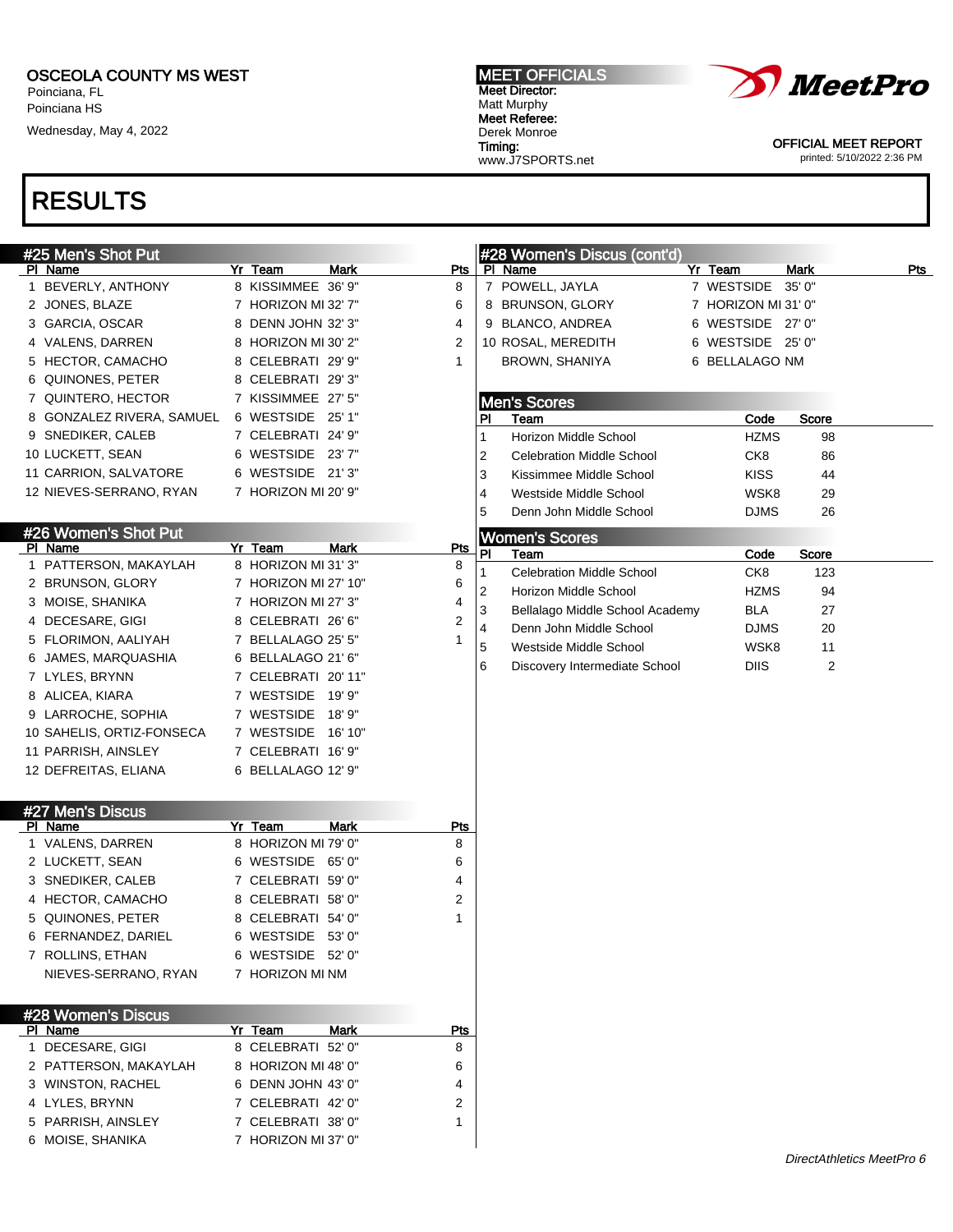OSCEOLA COUNTY MS WEST
Poinciana, FL
Poinciana HS
Wednesday, May 4, 2022

MEET OFFICIALS
Meet Director:
Matt Murphy
Meet Referee:
Derek Monroe
Timing:
www.J7SPORTS.net

OFFICIAL MEET REPORT
printed: 5/10/2022 2:36 PM

# RESULTS

## #25 Men's Shot Put

| Pl | Name | Yr | Team | Mark | Pts |
|---|---|---|---|---|---|
| 1 | BEVERLY, ANTHONY | 8 | KISSIMMEE | 36' 9" | 8 |
| 2 | JONES, BLAZE | 7 | HORIZON MI | 32' 7" | 6 |
| 3 | GARCIA, OSCAR | 8 | DENN JOHN | 32' 3" | 4 |
| 4 | VALENS, DARREN | 8 | HORIZON MI | 30' 2" | 2 |
| 5 | HECTOR, CAMACHO | 8 | CELEBRATI | 29' 9" | 1 |
| 6 | QUINONES, PETER | 8 | CELEBRATI | 29' 3" | |
| 7 | QUINTERO, HECTOR | 7 | KISSIMMEE | 27' 5" | |
| 8 | GONZALEZ RIVERA, SAMUEL | 6 | WESTSIDE | 25' 1" | |
| 9 | SNEDIKER, CALEB | 7 | CELEBRATI | 24' 9" | |
| 10 | LUCKETT, SEAN | 6 | WESTSIDE | 23' 7" | |
| 11 | CARRION, SALVATORE | 6 | WESTSIDE | 21' 3" | |
| 12 | NIEVES-SERRANO, RYAN | 7 | HORIZON MI | 20' 9" | |

## #26 Women's Shot Put

| Pl | Name | Yr | Team | Mark | Pts |
|---|---|---|---|---|---|
| 1 | PATTERSON, MAKAYLAH | 8 | HORIZON MI | 31' 3" | 8 |
| 2 | BRUNSON, GLORY | 7 | HORIZON MI | 27' 10" | 6 |
| 3 | MOISE, SHANIKA | 7 | HORIZON MI | 27' 3" | 4 |
| 4 | DECESARE, GIGI | 8 | CELEBRATI | 26' 6" | 2 |
| 5 | FLORIMON, AALIYAH | 7 | BELLALAGO | 25' 5" | 1 |
| 6 | JAMES, MARQUASHIA | 6 | BELLALAGO | 21' 6" | |
| 7 | LYLES, BRYNN | 7 | CELEBRATI | 20' 11" | |
| 8 | ALICEA, KIARA | 7 | WESTSIDE | 19' 9" | |
| 9 | LARROCHE, SOPHIA | 7 | WESTSIDE | 18' 9" | |
| 10 | SAHELIS, ORTIZ-FONSECA | 7 | WESTSIDE | 16' 10" | |
| 11 | PARRISH, AINSLEY | 7 | CELEBRATI | 16' 9" | |
| 12 | DEFREITAS, ELIANA | 6 | BELLALAGO | 12' 9" | |

## #27 Men's Discus

| Pl | Name | Yr | Team | Mark | Pts |
|---|---|---|---|---|---|
| 1 | VALENS, DARREN | 8 | HORIZON MI | 79' 0" | 8 |
| 2 | LUCKETT, SEAN | 6 | WESTSIDE | 65' 0" | 6 |
| 3 | SNEDIKER, CALEB | 7 | CELEBRATI | 59' 0" | 4 |
| 4 | HECTOR, CAMACHO | 8 | CELEBRATI | 58' 0" | 2 |
| 5 | QUINONES, PETER | 8 | CELEBRATI | 54' 0" | 1 |
| 6 | FERNANDEZ, DARIEL | 6 | WESTSIDE | 53' 0" | |
| 7 | ROLLINS, ETHAN | 6 | WESTSIDE | 52' 0" | |
| | NIEVES-SERRANO, RYAN | 7 | HORIZON MI | NM | |

## #28 Women's Discus

| Pl | Name | Yr | Team | Mark | Pts |
|---|---|---|---|---|---|
| 1 | DECESARE, GIGI | 8 | CELEBRATI | 52' 0" | 8 |
| 2 | PATTERSON, MAKAYLAH | 8 | HORIZON MI | 48' 0" | 6 |
| 3 | WINSTON, RACHEL | 6 | DENN JOHN | 43' 0" | 4 |
| 4 | LYLES, BRYNN | 7 | CELEBRATI | 42' 0" | 2 |
| 5 | PARRISH, AINSLEY | 7 | CELEBRATI | 38' 0" | 1 |
| 6 | MOISE, SHANIKA | 7 | HORIZON MI | 37' 0" | |
| 7 | POWELL, JAYLA | 7 | WESTSIDE | 35' 0" | |
| 8 | BRUNSON, GLORY | 7 | HORIZON MI | 31' 0" | |
| 9 | BLANCO, ANDREA | 6 | WESTSIDE | 27' 0" | |
| 10 | ROSAL, MEREDITH | 6 | WESTSIDE | 25' 0" | |
| | BROWN, SHANIYA | 6 | BELLALAGO | NM | |

## Men's Scores

| Pl | Team | Code | Score |
|---|---|---|---|
| 1 | Horizon Middle School | HZMS | 98 |
| 2 | Celebration Middle School | CK8 | 86 |
| 3 | Kissimmee Middle School | KISS | 44 |
| 4 | Westside Middle School | WSK8 | 29 |
| 5 | Denn John Middle School | DJMS | 26 |

## Women's Scores

| Pl | Team | Code | Score |
|---|---|---|---|
| 1 | Celebration Middle School | CK8 | 123 |
| 2 | Horizon Middle School | HZMS | 94 |
| 3 | Bellalago Middle School Academy | BLA | 27 |
| 4 | Denn John Middle School | DJMS | 20 |
| 5 | Westside Middle School | WSK8 | 11 |
| 6 | Discovery Intermediate School | DIIS | 2 |